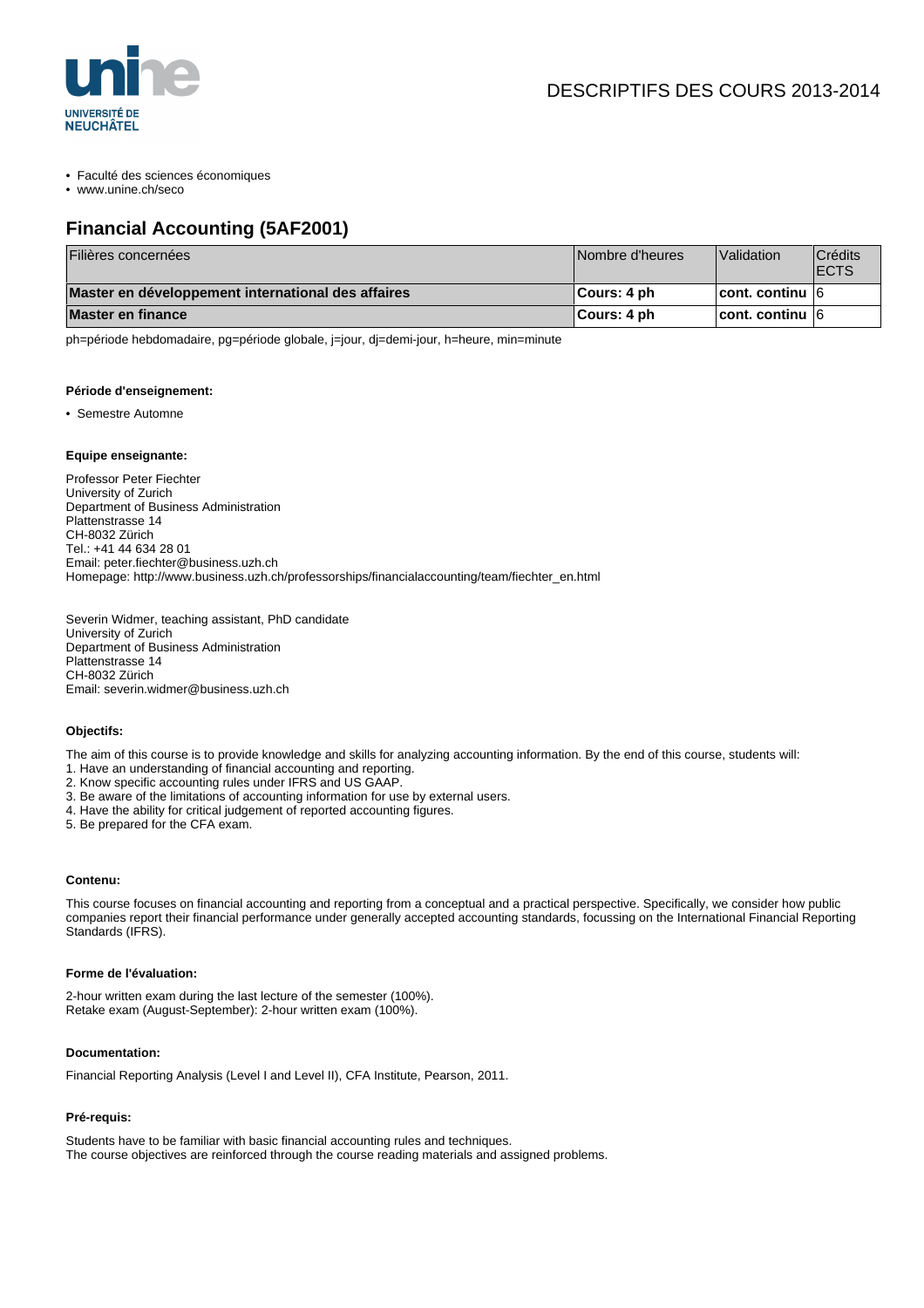DESCRIPTIFS DES COURS 2013-2014

- Faculté des sciences économiques
- www.unine.ch/seco

## Financial Accounting (5AF2001)

| Filières concernées | Nombre d'heures | Validation | Crédits ECTS |
|---|---|---|---|
| **Master en développement international des affaires** | **Cours: 4 ph** | **cont. continu** | 6 |
| **Master en finance** | **Cours: 4 ph** | **cont. continu** | 6 |

ph=période hebdomadaire, pg=période globale, j=jour, dj=demi-jour, h=heure, min=minute

#### Période d'enseignement:

- Semestre Automne

#### Equipe enseignante:

Professor Peter Fiechter
University of Zurich
Department of Business Administration
Plattenstrasse 14
CH-8032 Zürich
Tel.: +41 44 634 28 01
Email: peter.fiechter@business.uzh.ch
Homepage: http://www.business.uzh.ch/professorships/financialaccounting/team/fiechter_en.html

Severin Widmer, teaching assistant, PhD candidate
University of Zurich
Department of Business Administration
Plattenstrasse 14
CH-8032 Zürich
Email: severin.widmer@business.uzh.ch

#### Objectifs:

The aim of this course is to provide knowledge and skills for analyzing accounting information. By the end of this course, students will:
1. Have an understanding of financial accounting and reporting.
2. Know specific accounting rules under IFRS and US GAAP.
3. Be aware of the limitations of accounting information for use by external users.
4. Have the ability for critical judgement of reported accounting figures.
5. Be prepared for the CFA exam.

#### Contenu:

This course focuses on financial accounting and reporting from a conceptual and a practical perspective. Specifically, we consider how public companies report their financial performance under generally accepted accounting standards, focussing on the International Financial Reporting Standards (IFRS).

#### Forme de l'évaluation:

2-hour written exam during the last lecture of the semester (100%).
Retake exam (August-September): 2-hour written exam (100%).

#### Documentation:

Financial Reporting Analysis (Level I and Level II), CFA Institute, Pearson, 2011.

#### Pré-requis:

Students have to be familiar with basic financial accounting rules and techniques.
The course objectives are reinforced through the course reading materials and assigned problems.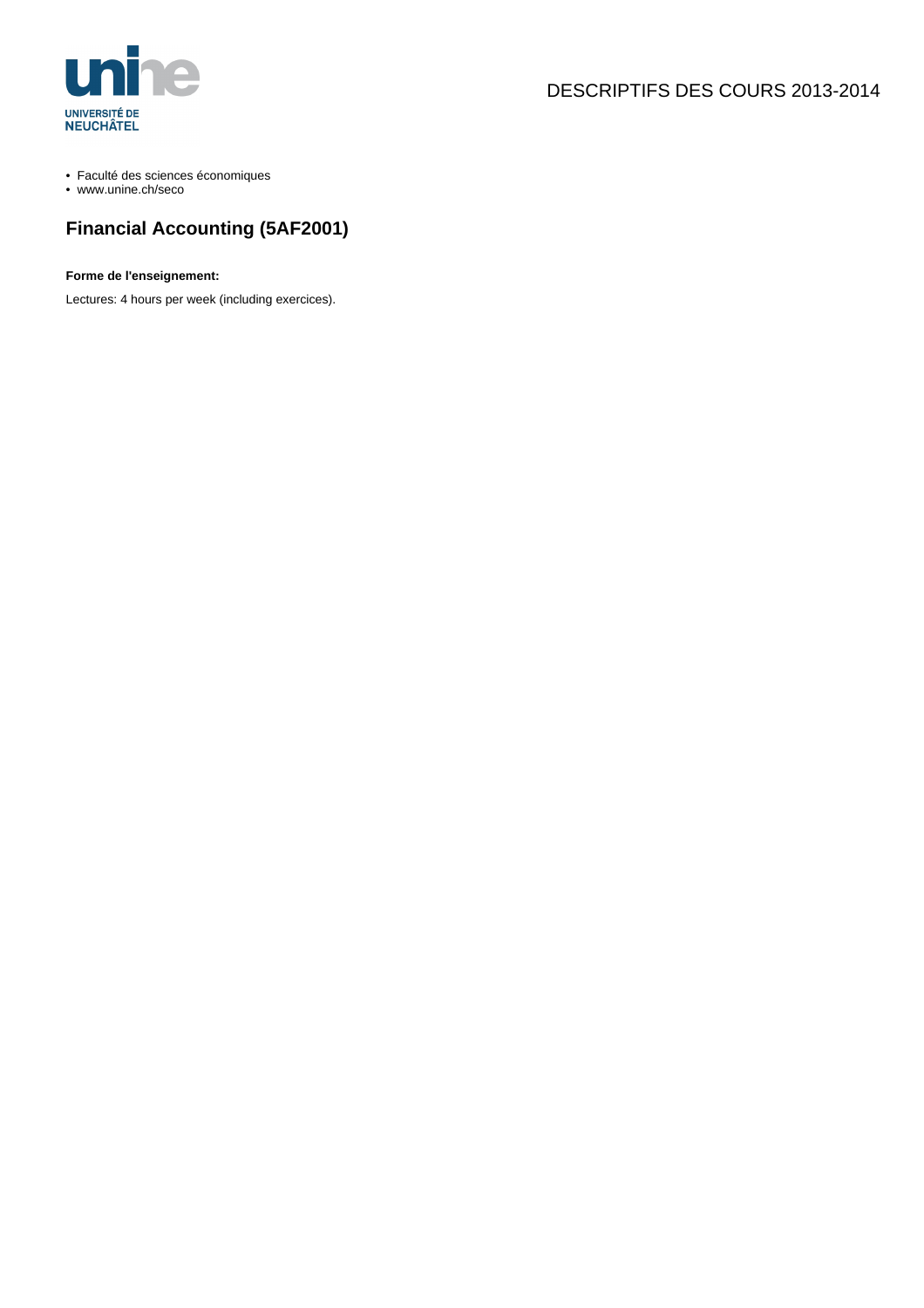- Faculté des sciences économiques
- www.unine.ch/seco

## Financial Accounting (5AF2001)

**Forme de l'enseignement:**

Lectures: 4 hours per week (including exercices).